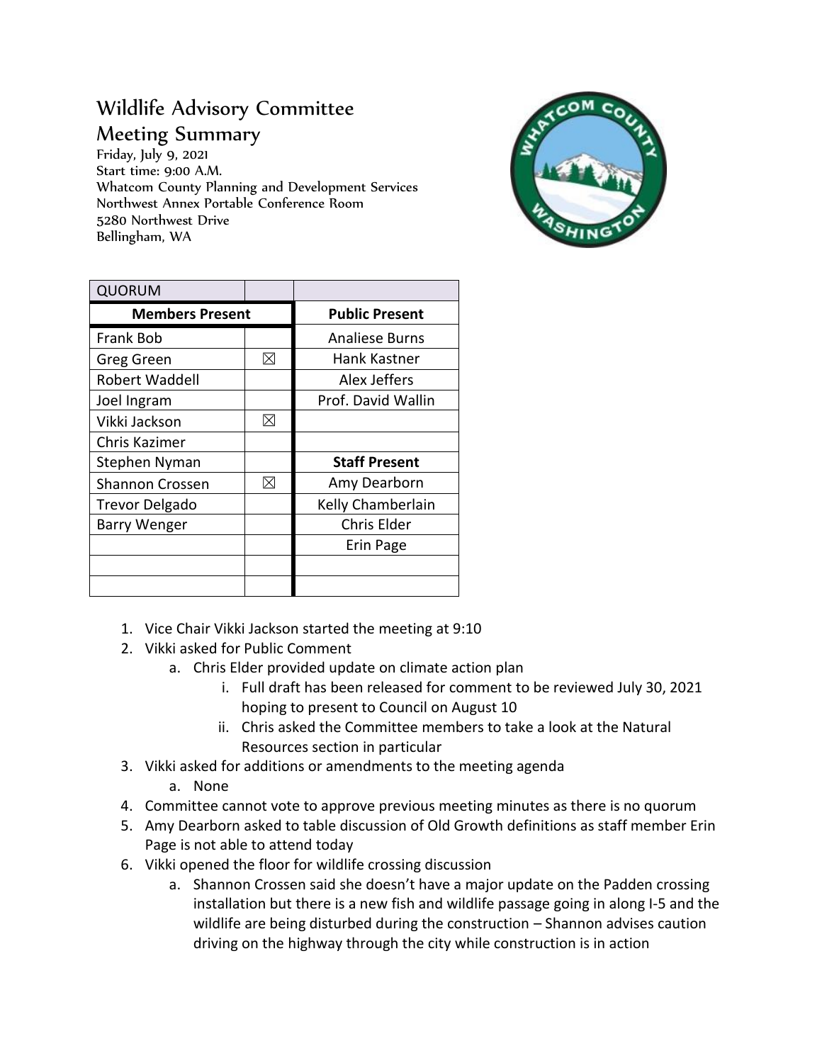# Wildlife Advisory Committee

## Meeting Summary

Friday, July 9, 2021
Start time: 9:00 A.M.
Whatcom County Planning and Development Services
Northwest Annex Portable Conference Room
5280 Northwest Drive
Bellingham, WA

| QUORUM | | |
|---|---|---|
| **Members Present** | | **Public Present** |
| Frank Bob | | Analiese Burns |
| Greg Green | ☒ | Hank Kastner |
| Robert Waddell | | Alex Jeffers |
| Joel Ingram | | Prof. David Wallin |
| Vikki Jackson | ☒ | |
| Chris Kazimer | | |
| Stephen Nyman | | **Staff Present** |
| Shannon Crossen | ☒ | Amy Dearborn |
| Trevor Delgado | | Kelly Chamberlain |
| Barry Wenger | | Chris Elder |
| | | Erin Page |
| | | |
| | | |

1. Vice Chair Vikki Jackson started the meeting at 9:10
2. Vikki asked for Public Comment
   a. Chris Elder provided update on climate action plan
      i. Full draft has been released for comment to be reviewed July 30, 2021 hoping to present to Council on August 10
      ii. Chris asked the Committee members to take a look at the Natural Resources section in particular
3. Vikki asked for additions or amendments to the meeting agenda
   a. None
4. Committee cannot vote to approve previous meeting minutes as there is no quorum
5. Amy Dearborn asked to table discussion of Old Growth definitions as staff member Erin Page is not able to attend today
6. Vikki opened the floor for wildlife crossing discussion
   a. Shannon Crossen said she doesn't have a major update on the Padden crossing installation but there is a new fish and wildlife passage going in along I-5 and the wildlife are being disturbed during the construction – Shannon advises caution driving on the highway through the city while construction is in action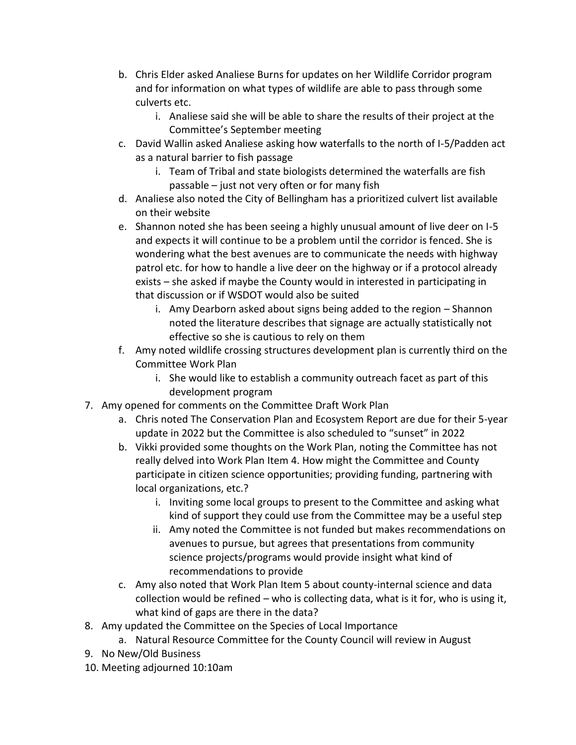b. Chris Elder asked Analiese Burns for updates on her Wildlife Corridor program and for information on what types of wildlife are able to pass through some culverts etc.
      i. Analiese said she will be able to share the results of their project at the Committee's September meeting
   c. David Wallin asked Analiese asking how waterfalls to the north of I-5/Padden act as a natural barrier to fish passage
      i. Team of Tribal and state biologists determined the waterfalls are fish passable – just not very often or for many fish
   d. Analiese also noted the City of Bellingham has a prioritized culvert list available on their website
   e. Shannon noted she has been seeing a highly unusual amount of live deer on I-5 and expects it will continue to be a problem until the corridor is fenced. She is wondering what the best avenues are to communicate the needs with highway patrol etc. for how to handle a live deer on the highway or if a protocol already exists – she asked if maybe the County would in interested in participating in that discussion or if WSDOT would also be suited
      i. Amy Dearborn asked about signs being added to the region – Shannon noted the literature describes that signage are actually statistically not effective so she is cautious to rely on them
   f. Amy noted wildlife crossing structures development plan is currently third on the Committee Work Plan
      i. She would like to establish a community outreach facet as part of this development program
7. Amy opened for comments on the Committee Draft Work Plan
   a. Chris noted The Conservation Plan and Ecosystem Report are due for their 5-year update in 2022 but the Committee is also scheduled to "sunset" in 2022
   b. Vikki provided some thoughts on the Work Plan, noting the Committee has not really delved into Work Plan Item 4. How might the Committee and County participate in citizen science opportunities; providing funding, partnering with local organizations, etc.?
      i. Inviting some local groups to present to the Committee and asking what kind of support they could use from the Committee may be a useful step
      ii. Amy noted the Committee is not funded but makes recommendations on avenues to pursue, but agrees that presentations from community science projects/programs would provide insight what kind of recommendations to provide
   c. Amy also noted that Work Plan Item 5 about county-internal science and data collection would be refined – who is collecting data, what is it for, who is using it, what kind of gaps are there in the data?
8. Amy updated the Committee on the Species of Local Importance
   a. Natural Resource Committee for the County Council will review in August
9. No New/Old Business
10. Meeting adjourned 10:10am